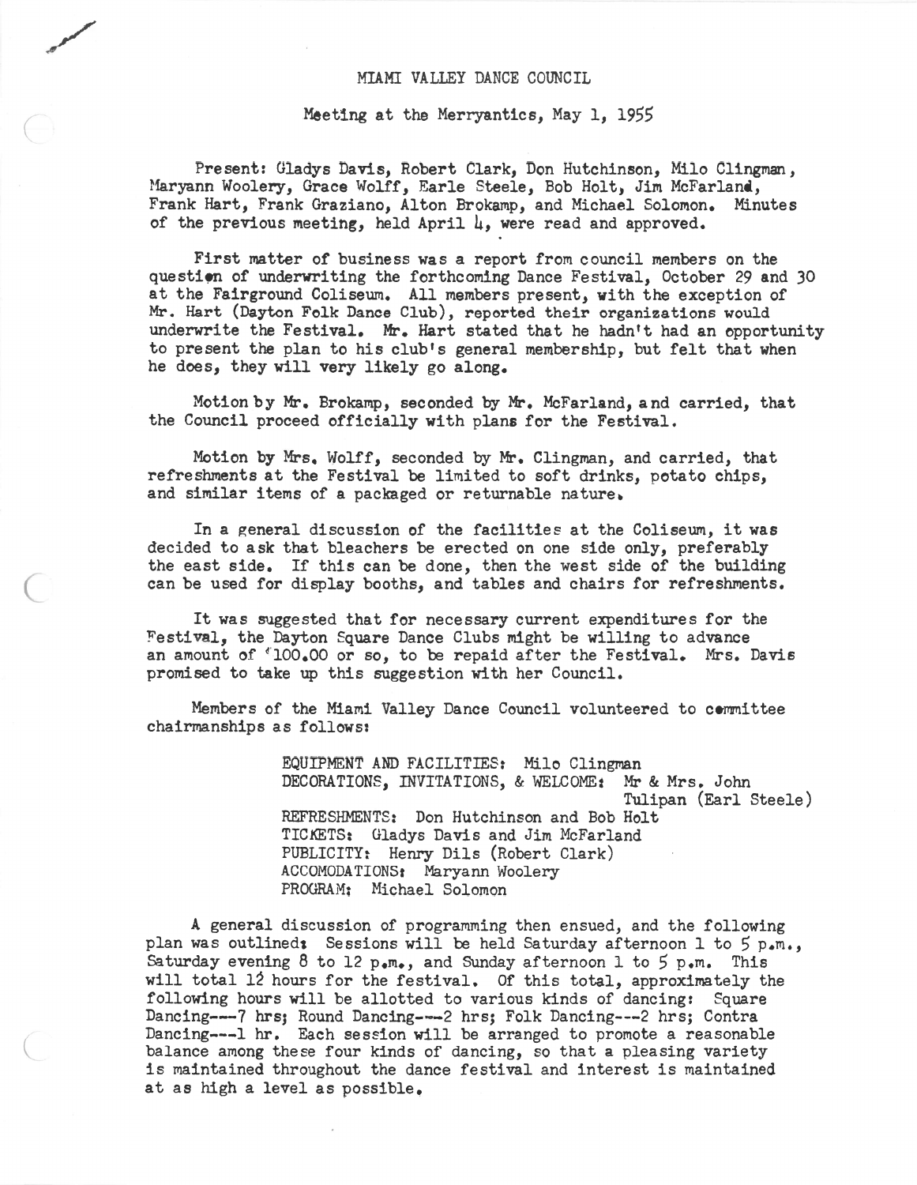# MIAMI VALLEY DANCE COUNCIL

## Meeting at the Merryantics, May 1, 1955

Present: Gladys Davis, Robert Clark, Don Hutchinson, Milo Clingman, Maryann Woolery, Grace Wolff, Earle Steele, Bob Holt, Jim McFarland, Frank Hart, Frank Graziano, Alton Brokamp, and Michael Solomon. Minutes of the previous meeting, held April 4, were read and approved.

First matter of business was a report from council members on the question of underwriting the forthcoming Dance Festival, October 29 and 30 at the Fairground Coliseum. All members present, with the exception of Mr. Hart (Dayton Folk Dance Club), reported their organizations would underwrite the Festival. Mr. Hart stated that he hadn't had an opportunity to present the plan to his club's general membership, but felt that when he does, they will very likely go along.

Motion by Mr. Brokamp, seconded by Mr. McFarland, and carried, that the Council proceed officially with plans for the Festival.

Motion by Mrs. Wolff, seconded by Mr. Clingman, and carried, that refreshments at the Festival be limited to soft drinks, potato chips, and similar items of a packaged or returnable nature.

In a general discussion of the facilities at the Coliseum, it was decided to ask that bleachers be erected on one side only, preferably the east side. If this can be done, then the west side of the building can be used for display booths, and tables and chairs for refreshments.

It was suggested that for necessary current expenditures for the Festival, the Dayton Square Dance Clubs might be willing to advance an amount of $100.00 or so, to be repaid after the Festival. Mrs. Davis promised to take up this suggestion with her Council.

Members of the Miami Valley Dance Council volunteered to committee chairmanships as follows:

- EQUIPMENT AND FACILITIES: Milo Clingman
- DECORATIONS, INVITATIONS, & WELCOME: Mr & Mrs. John Tulipan (Earl Steele)
- REFRESHMENTS: Don Hutchinson and Bob Holt
- TICKETS: Gladys Davis and Jim McFarland
- PUBLICITY: Henry Dils (Robert Clark)
- ACCOMODATIONS: Maryann Woolery
- PROGRAM: Michael Solomon

A general discussion of programming then ensued, and the following plan was outlined: Sessions will be held Saturday afternoon 1 to 5 p.m., Saturday evening 8 to 12 p.m., and Sunday afternoon 1 to 5 p.m. This will total 12 hours for the festival. Of this total, approximately the following hours will be allotted to various kinds of dancing: Square Dancing---7 hrs; Round Dancing---2 hrs; Folk Dancing---2 hrs; Contra Dancing---1 hr. Each session will be arranged to promote a reasonable balance among these four kinds of dancing, so that a pleasing variety is maintained throughout the dance festival and interest is maintained at as high a level as possible.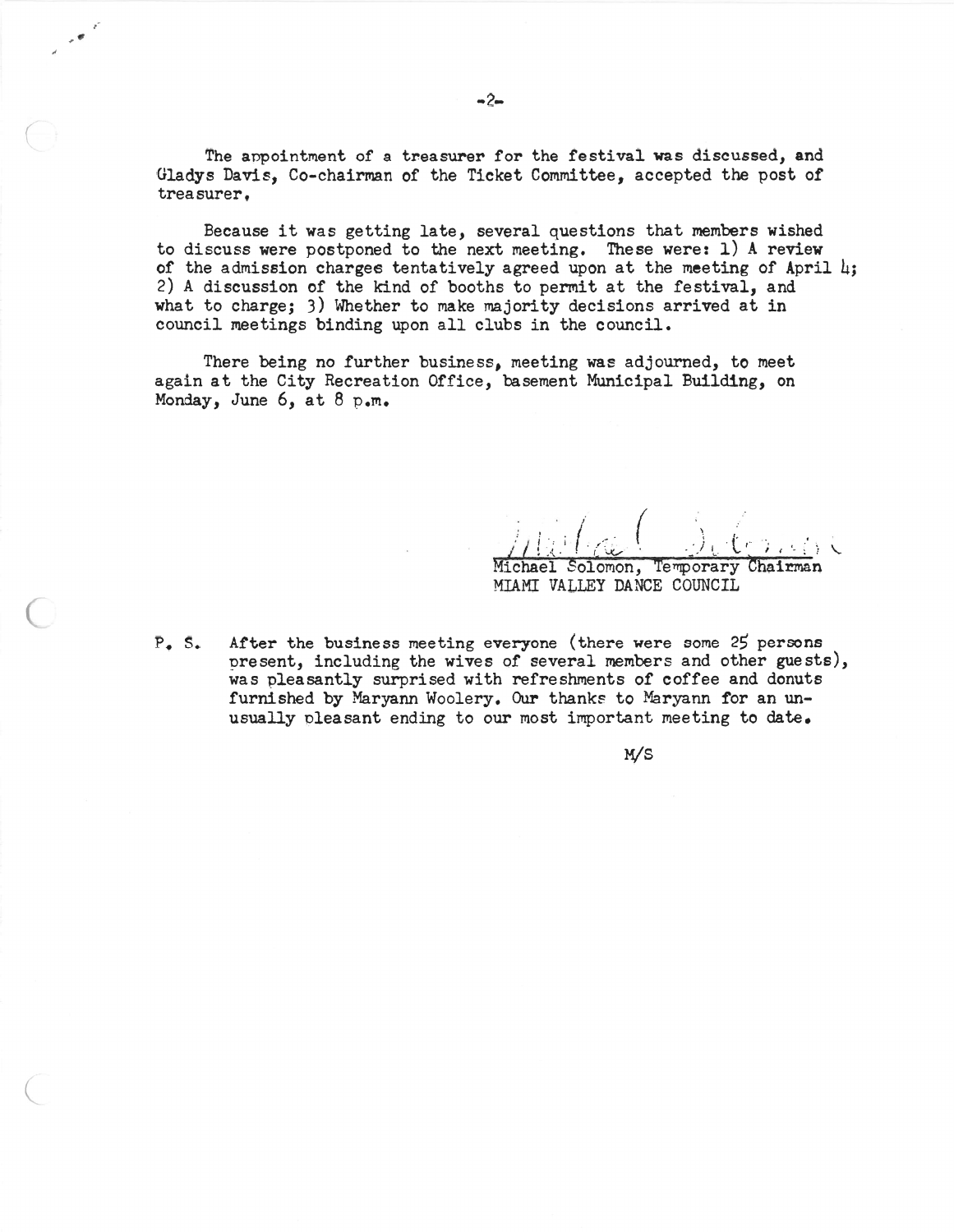The appointment of a treasurer for the festival was discussed, and Gladys Davis, Co-chairman of the Ticket Committee, accepted the post of treasurer.

Because it was getting late, several questions that members wished to discuss were postponed to the next meeting. These were: 1) A review of the admission charges tentatively agreed upon at the meeting of April 4; 2) A discussion of the kind of booths to permit at the festival, and what to charge; 3) Whether to make majority decisions arrived at in council meetings binding upon all clubs in the council.

There being no further business, meeting was adjourned, to meet again at the City Recreation Office, basement Municipal Building, on Monday, June 6, at 8 p.m.

Michael Solomon, Temporary Chairman
MIAMI VALLEY DANCE COUNCIL

P. S. After the business meeting everyone (there were some 25 persons present, including the wives of several members and other guests), was pleasantly surprised with refreshments of coffee and donuts furnished by Maryann Woolery. Our thanks to Maryann for an unusually pleasant ending to our most important meeting to date.

M/S